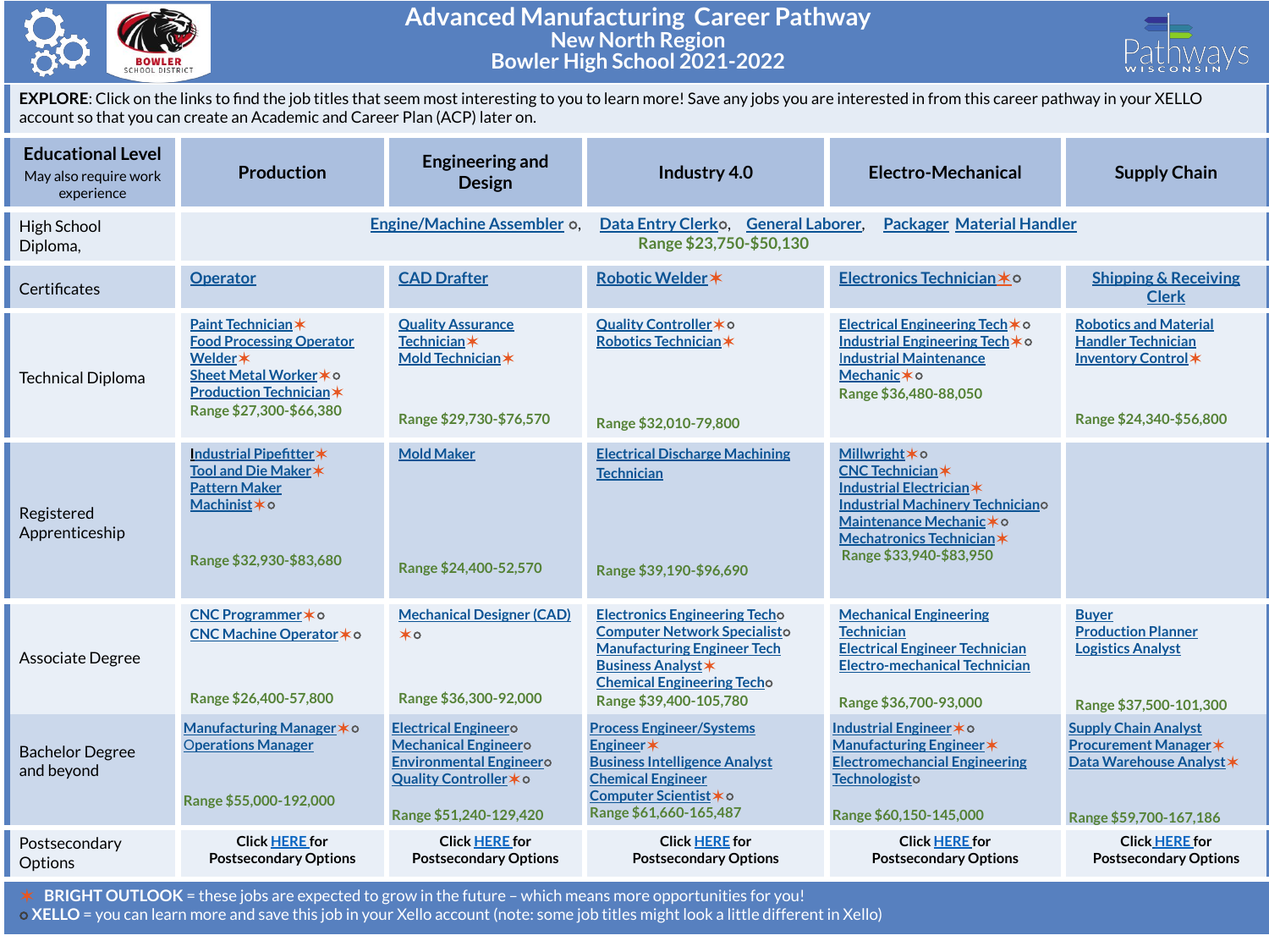# Advanced Manufacturing Career Pathway
## New North Region
## Bowler High School 2021-2022

**EXPLORE**: Click on the links to find the job titles that seem most interesting to you to learn more! Save any jobs you are interested in from this career pathway in your XELLO account so that you can create an Academic and Career Plan (ACP) later on.

| Educational Level (May also require work experience) | Production | Engineering and Design | Industry 4.0 | Electro-Mechanical | Supply Chain |
|---|---|---|---|---|---|
| High School Diploma, | Engine/Machine Assembler o, Data Entry Clerk o, General Laborer, Packager Material Handler<br>Range $23,750-$50,130 | | | | |
| Certificates | Operator | CAD Drafter | Robotic Welder ✶ | Electronics Technician ✶ o | Shipping & Receiving Clerk |
| Technical Diploma | Paint Technician ✶<br>Food Processing Operator<br>Welder ✶<br>Sheet Metal Worker ✶ o<br>Production Technician ✶<br>Range $27,300-$66,380 | Quality Assurance Technician ✶<br>Mold Technician ✶<br>Range $29,730-$76,570 | Quality Controller ✶ o<br>Robotics Technician ✶<br>Range $32,010-79,800 | Electrical Engineering Tech ✶ o<br>Industrial Engineering Tech ✶ o<br>Industrial Maintenance Mechanic ✶ o<br>Range $36,480-88,050 | Robotics and Material Handler Technician<br>Inventory Control ✶<br>Range $24,340-$56,800 |
| Registered Apprenticeship | Industrial Pipefitter ✶<br>Tool and Die Maker ✶<br>Pattern Maker<br>Machinist ✶ o<br>Range $32,930-$83,680 | Mold Maker<br>Range $24,400-52,570 | Electrical Discharge Machining Technician<br>Range $39,190-$96,690 | Millwright ✶ o<br>CNC Technician ✶<br>Industrial Electrician ✶<br>Industrial Machinery Technician o<br>Maintenance Mechanic ✶ o<br>Mechatronics Technician ✶<br>Range $33,940-$83,950 | |
| Associate Degree | CNC Programmer ✶ o<br>CNC Machine Operator ✶ o<br>Range $26,400-57,800 | Mechanical Designer (CAD) ✶ o<br>Range $36,300-92,000 | Electronics Engineering Tech o<br>Computer Network Specialist o<br>Manufacturing Engineer Tech<br>Business Analyst ✶<br>Chemical Engineering Tech o<br>Range $39,400-105,780 | Mechanical Engineering Technician<br>Electrical Engineer Technician<br>Electro-mechanical Technician<br>Range $36,700-93,000 | Buyer<br>Production Planner<br>Logistics Analyst<br>Range $37,500-101,300 |
| Bachelor Degree and beyond | Manufacturing Manager ✶ o<br>Operations Manager<br>Range $55,000-192,000 | Electrical Engineer o<br>Mechanical Engineer o<br>Environmental Engineer o<br>Quality Controller ✶ o<br>Range $51,240-129,420 | Process Engineer/Systems Engineer ✶<br>Business Intelligence Analyst<br>Chemical Engineer<br>Computer Scientist ✶ o<br>Range $61,660-165,487 | Industrial Engineer ✶ o<br>Manufacturing Engineer ✶<br>Electromechanical Engineering Technologist o<br>Range $60,150-145,000 | Supply Chain Analyst<br>Procurement Manager ✶<br>Data Warehouse Analyst ✶<br>Range $59,700-167,186 |
| Postsecondary Options | Click HERE for Postsecondary Options | Click HERE for Postsecondary Options | Click HERE for Postsecondary Options | Click HERE for Postsecondary Options | Click HERE for Postsecondary Options |

✶ **BRIGHT OUTLOOK** = these jobs are expected to grow in the future – which means more opportunities for you!

o **XELLO** = you can learn more and save this job in your Xello account (note: some job titles might look a little different in Xello)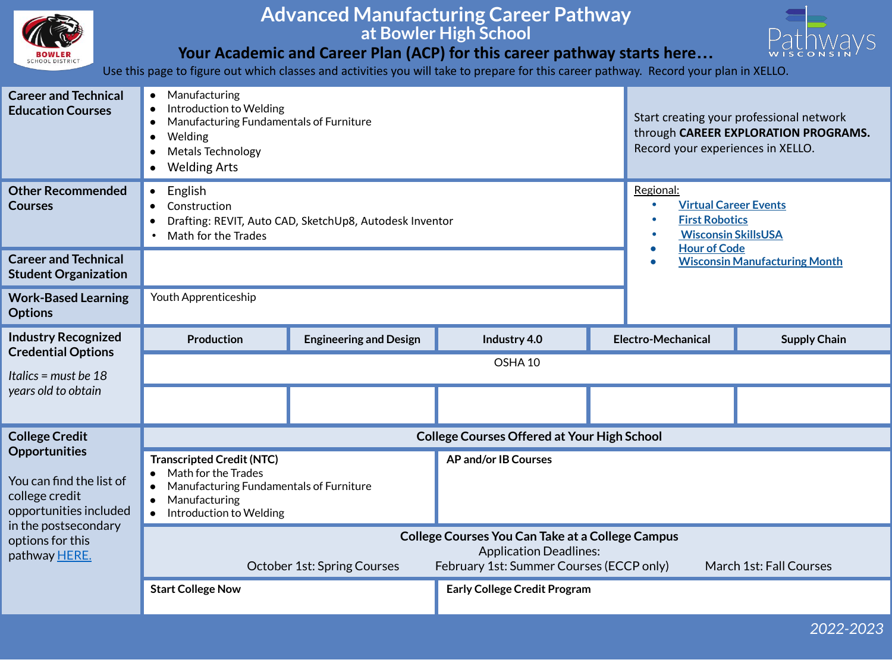# Advanced Manufacturing Career Pathway
## at Bowler High School

### Your Academic and Career Plan (ACP) for this career pathway starts here…

Use this page to figure out which classes and activities you will take to prepare for this career pathway. Record your plan in XELLO.

**Career and Technical Education Courses**

- Manufacturing
- Introduction to Welding
- Manufacturing Fundamentals of Furniture
- Welding
- Metals Technology
- Welding Arts

**Other Recommended Courses**

- English
- Construction
- Drafting: REVIT, Auto CAD, SketchUp8, Autodesk Inventor
- Math for the Trades

**Career and Technical Student Organization**

**Work-Based Learning Options**

Youth Apprenticeship

Start creating your professional network through **CAREER EXPLORATION PROGRAMS.** Record your experiences in XELLO.

Regional:

- Virtual Career Events
- First Robotics
- Wisconsin SkillsUSA
- Hour of Code
- Wisconsin Manufacturing Month

**Industry Recognized Credential Options**

*Italics = must be 18 years old to obtain*

| Production | Engineering and Design | Industry 4.0 | Electro-Mechanical | Supply Chain |
|---|---|---|---|---|
| OSHA 10 | | | | |
| | | | | |

**College Credit Opportunities**

You can find the list of college credit opportunities included in the postsecondary options for this pathway HERE.

**College Courses Offered at Your High School**

**Transcripted Credit (NTC)**

- Math for the Trades
- Manufacturing Fundamentals of Furniture
- Manufacturing
- Introduction to Welding

**AP and/or IB Courses**

**College Courses You Can Take at a College Campus**

Application Deadlines:

October 1st: Spring Courses | February 1st: Summer Courses (ECCP only) | March 1st: Fall Courses

**Start College Now**

**Early College Credit Program**

2022-2023